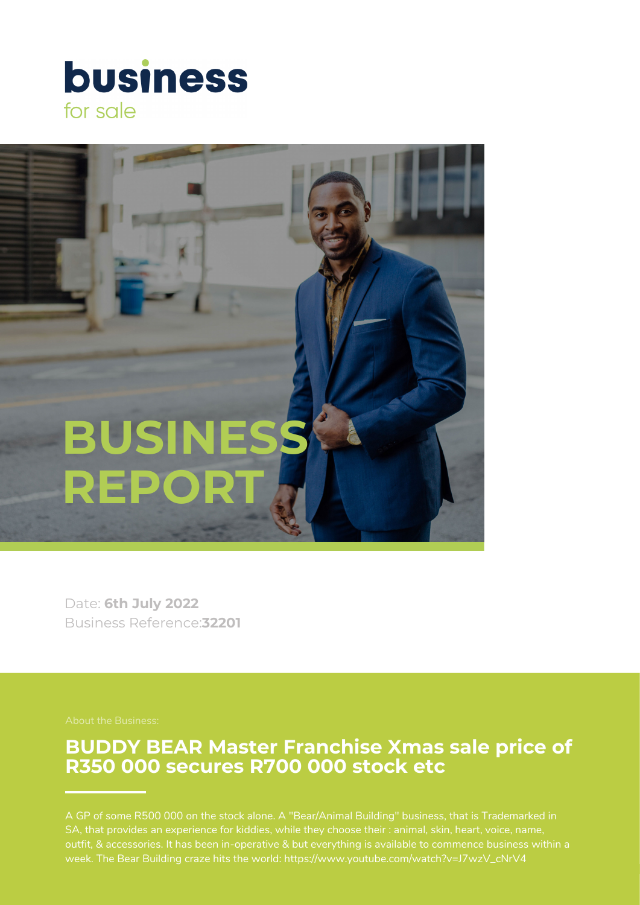# business
for sale

# BUSINESS REPORT

Date: **6th July 2022**
Business Reference:**32201**

About the Business:

## BUDDY BEAR Master Franchise Xmas sale price of R350 000 secures R700 000 stock etc

A GP of some R500 000 on the stock alone. A "Bear/Animal Building" business, that is Trademarked in SA, that provides an experience for kiddies, while they choose their : animal, skin, heart, voice, name, outfit, & accessories. It has been in-operative & but everything is available to commence business within a week. The Bear Building craze hits the world: https://www.youtube.com/watch?v=J7wzV_cNrV4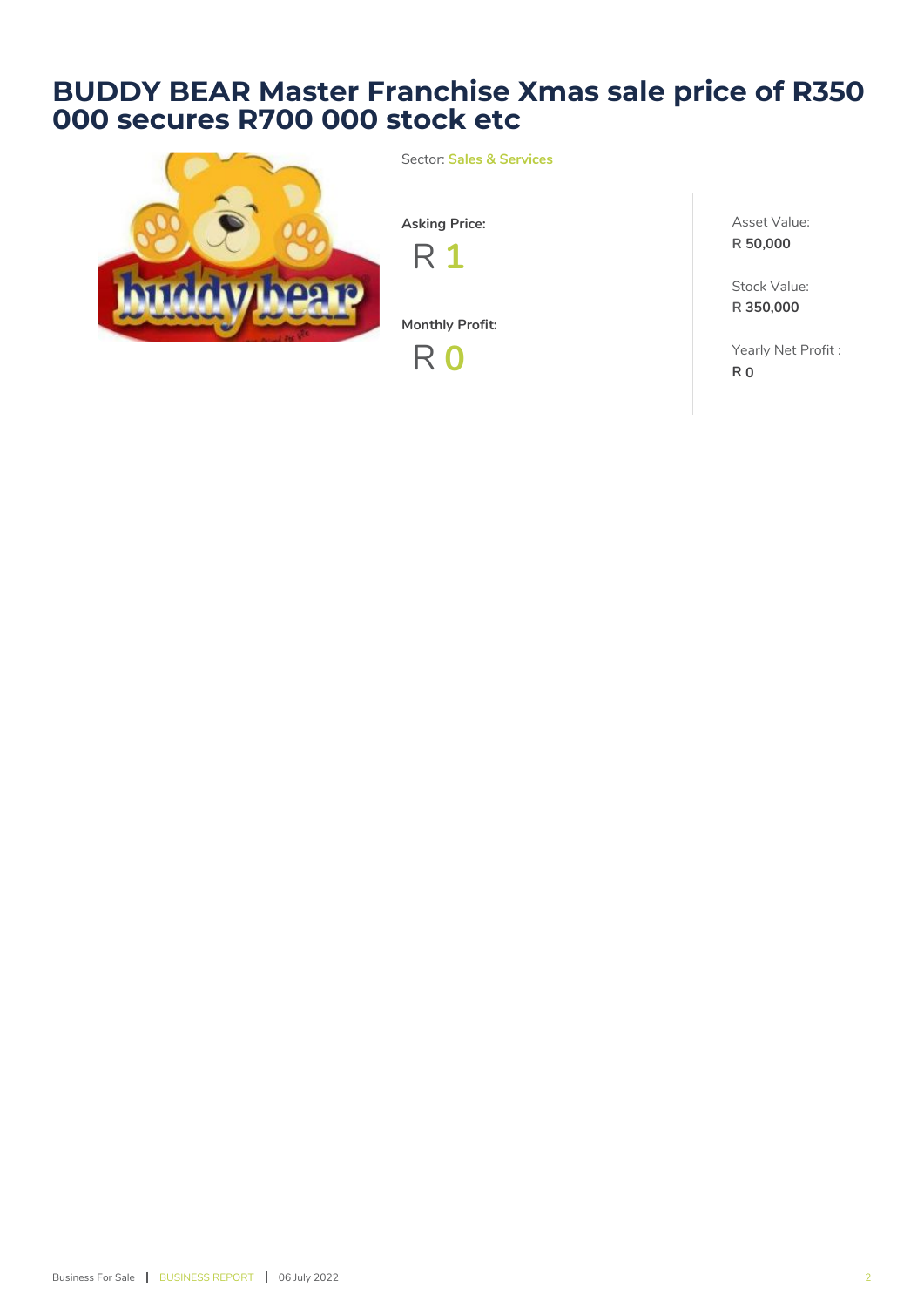# BUDDY BEAR Master Franchise Xmas sale price of R350 000 secures R700 000 stock etc

Sector: **Sales & Services**

**Asking Price:**

R **1**

**Monthly Profit:**

R **0**

Asset Value:
R **50,000**

Stock Value:
R **350,000**

Yearly Net Profit :
**R 0**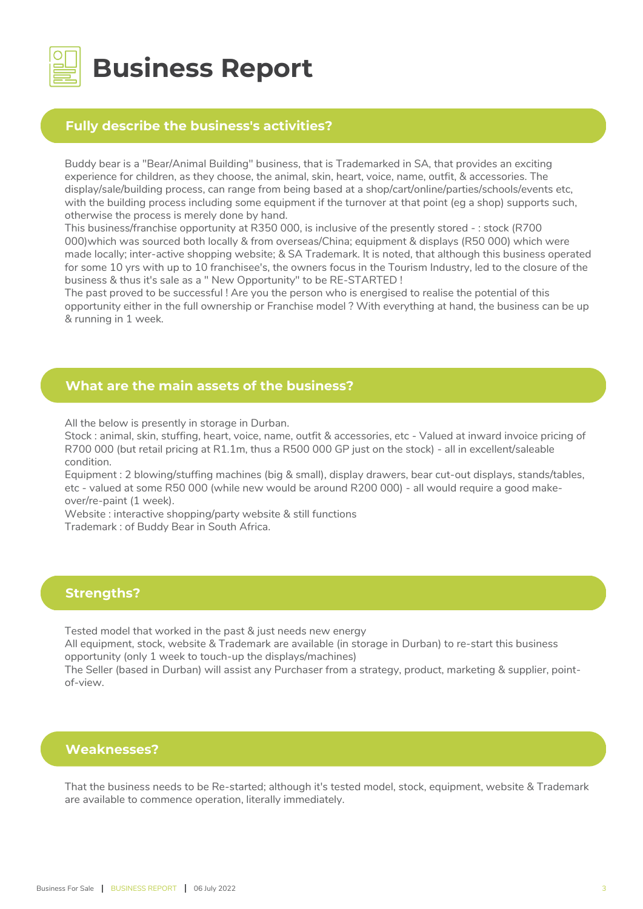# Business Report

## Fully describe the business's activities?

Buddy bear is a "Bear/Animal Building" business, that is Trademarked in SA, that provides an exciting experience for children, as they choose, the animal, skin, heart, voice, name, outfit, & accessories. The display/sale/building process, can range from being based at a shop/cart/online/parties/schools/events etc, with the building process including some equipment if the turnover at that point (eg a shop) supports such, otherwise the process is merely done by hand.
This business/franchise opportunity at R350 000, is inclusive of the presently stored - : stock (R700 000)which was sourced both locally & from overseas/China; equipment & displays (R50 000) which were made locally; inter-active shopping website; & SA Trademark. It is noted, that although this business operated for some 10 yrs with up to 10 franchisee's, the owners focus in the Tourism Industry, led to the closure of the business & thus it's sale as a " New Opportunity" to be RE-STARTED !
The past proved to be successful ! Are you the person who is energised to realise the potential of this opportunity either in the full ownership or Franchise model ? With everything at hand, the business can be up & running in 1 week.

## What are the main assets of the business?

All the below is presently in storage in Durban.
Stock : animal, skin, stuffing, heart, voice, name, outfit & accessories, etc - Valued at inward invoice pricing of R700 000 (but retail pricing at R1.1m, thus a R500 000 GP just on the stock) - all in excellent/saleable condition.
Equipment : 2 blowing/stuffing machines (big & small), display drawers, bear cut-out displays, stands/tables, etc - valued at some R50 000 (while new would be around R200 000) - all would require a good make-over/re-paint (1 week).
Website : interactive shopping/party website & still functions
Trademark : of Buddy Bear in South Africa.

## Strengths?

Tested model that worked in the past & just needs new energy
All equipment, stock, website & Trademark are available (in storage in Durban) to re-start this business opportunity (only 1 week to touch-up the displays/machines)
The Seller (based in Durban) will assist any Purchaser from a strategy, product, marketing & supplier, point-of-view.

## Weaknesses?

That the business needs to be Re-started; although it's tested model, stock, equipment, website & Trademark are available to commence operation, literally immediately.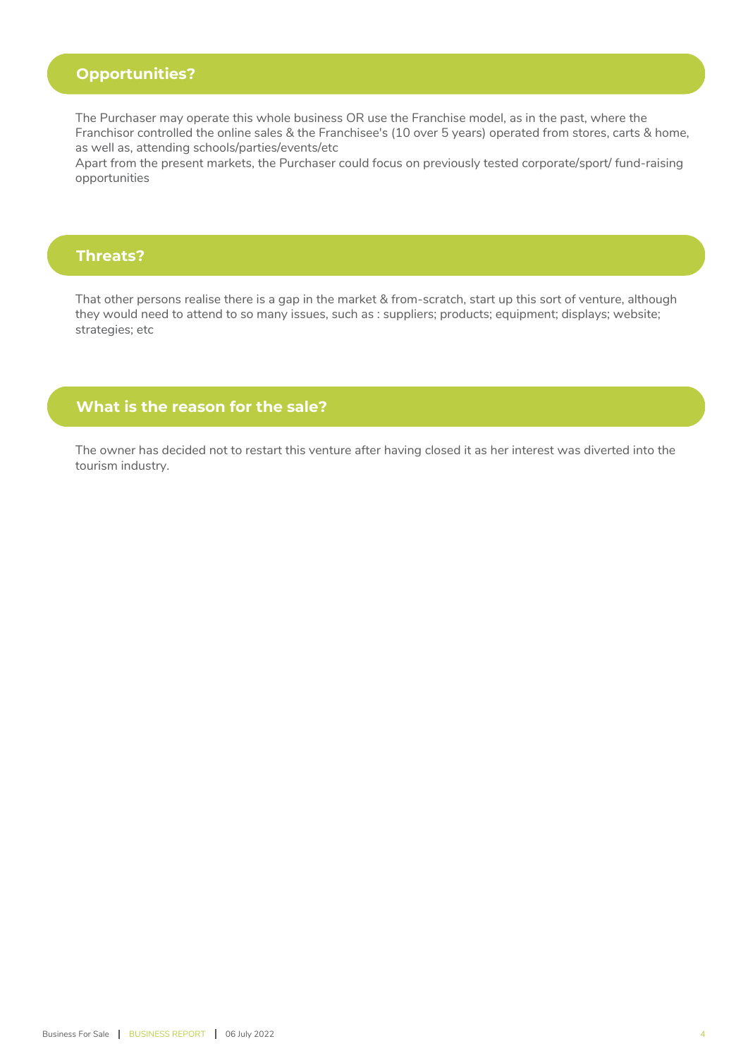## Opportunities?

The Purchaser may operate this whole business OR use the Franchise model, as in the past, where the Franchisor controlled the online sales & the Franchisee's (10 over 5 years) operated from stores, carts & home, as well as, attending schools/parties/events/etc

Apart from the present markets, the Purchaser could focus on previously tested corporate/sport/ fund-raising opportunities

## Threats?

That other persons realise there is a gap in the market & from-scratch, start up this sort of venture, although they would need to attend to so many issues, such as : suppliers; products; equipment; displays; website; strategies; etc

## What is the reason for the sale?

The owner has decided not to restart this venture after having closed it as her interest was diverted into the tourism industry.